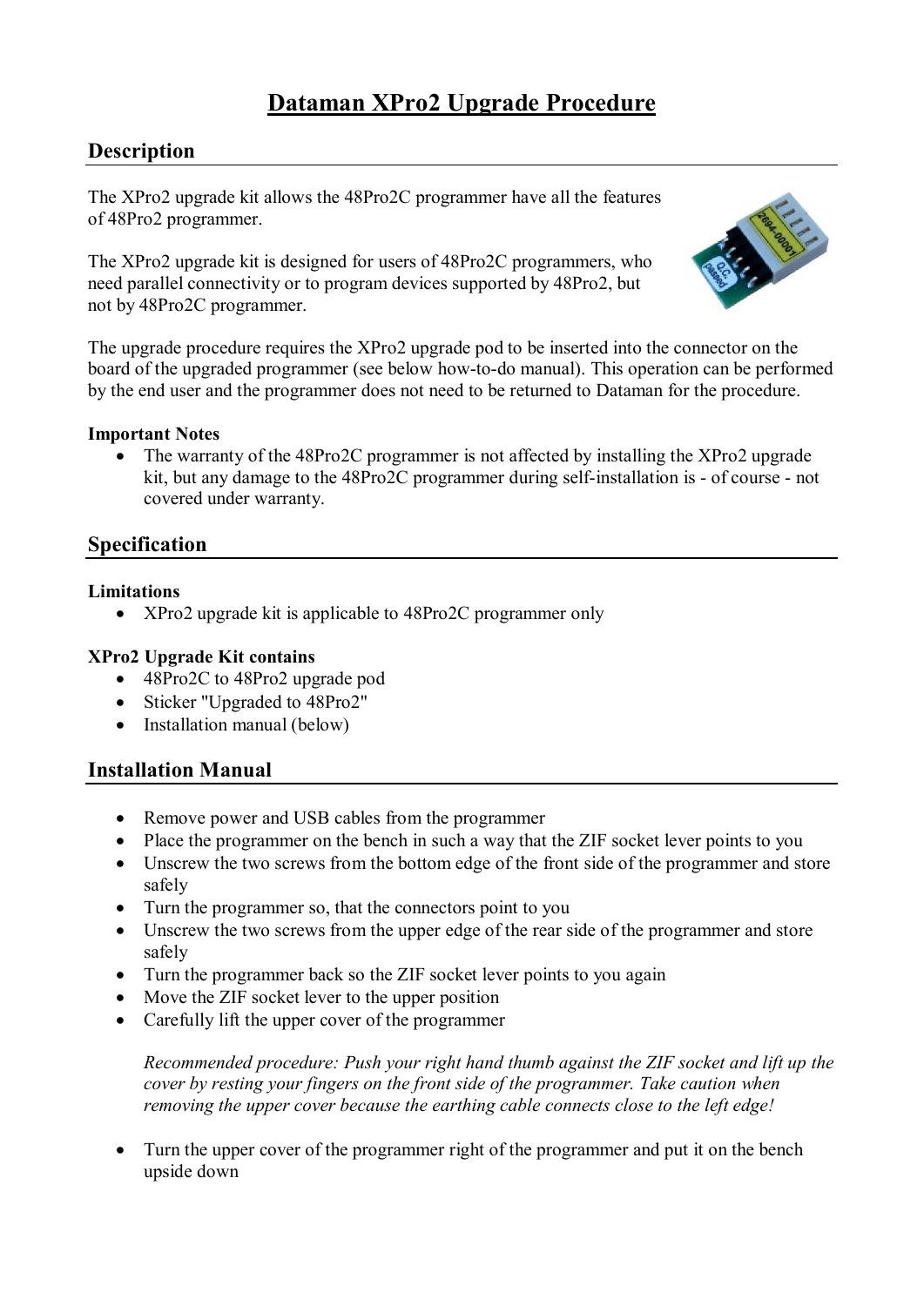# Dataman XPro2 Upgrade Procedure

## Description

The XPro2 upgrade kit allows the 48Pro2C programmer have all the features of 48Pro2 programmer.

The XPro2 upgrade kit is designed for users of 48Pro2C programmers, who need parallel connectivity or to program devices supported by 48Pro2, but not by 48Pro2C programmer.

The upgrade procedure requires the XPro2 upgrade pod to be inserted into the connector on the board of the upgraded programmer (see below how-to-do manual). This operation can be performed by the end user and the programmer does not need to be returned to Dataman for the procedure.

**Important Notes**

- The warranty of the 48Pro2C programmer is not affected by installing the XPro2 upgrade kit, but any damage to the 48Pro2C programmer during self-installation is - of course - not covered under warranty.

## Specification

**Limitations**

- XPro2 upgrade kit is applicable to 48Pro2C programmer only

**XPro2 Upgrade Kit contains**

- 48Pro2C to 48Pro2 upgrade pod
- Sticker "Upgraded to 48Pro2"
- Installation manual (below)

## Installation Manual

- Remove power and USB cables from the programmer
- Place the programmer on the bench in such a way that the ZIF socket lever points to you
- Unscrew the two screws from the bottom edge of the front side of the programmer and store safely
- Turn the programmer so, that the connectors point to you
- Unscrew the two screws from the upper edge of the rear side of the programmer and store safely
- Turn the programmer back so the ZIF socket lever points to you again
- Move the ZIF socket lever to the upper position
- Carefully lift the upper cover of the programmer

  *Recommended procedure: Push your right hand thumb against the ZIF socket and lift up the cover by resting your fingers on the front side of the programmer. Take caution when removing the upper cover because the earthing cable connects close to the left edge!*

- Turn the upper cover of the programmer right of the programmer and put it on the bench upside down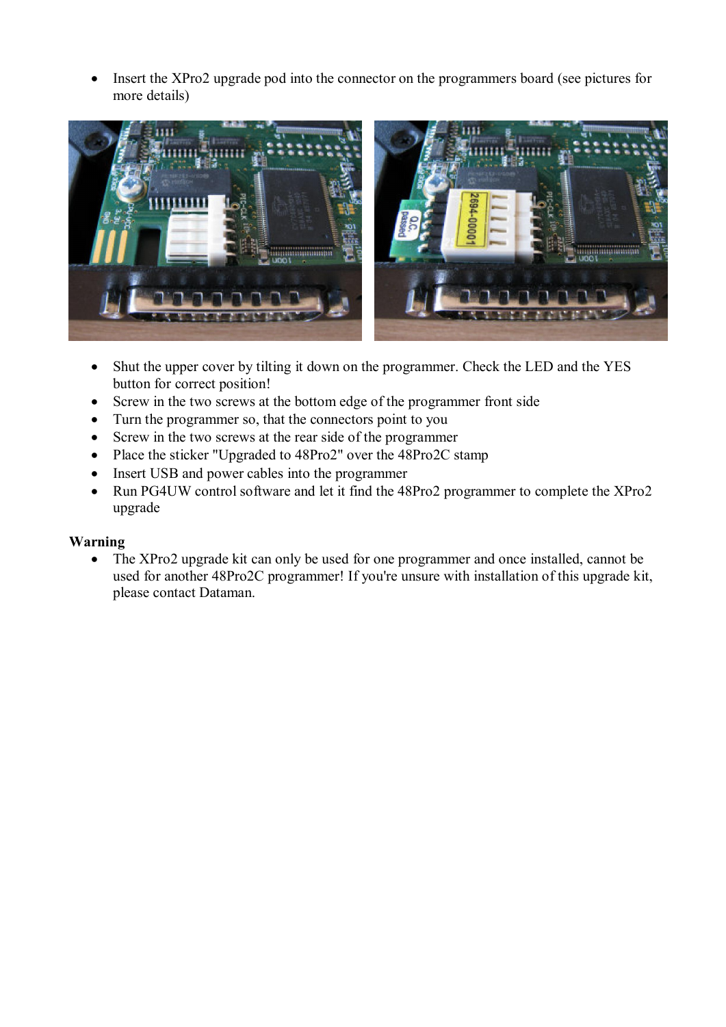- Insert the XPro2 upgrade pod into the connector on the programmers board (see pictures for more details)

- Shut the upper cover by tilting it down on the programmer. Check the LED and the YES button for correct position!
- Screw in the two screws at the bottom edge of the programmer front side
- Turn the programmer so, that the connectors point to you
- Screw in the two screws at the rear side of the programmer
- Place the sticker "Upgraded to 48Pro2" over the 48Pro2C stamp
- Insert USB and power cables into the programmer
- Run PG4UW control software and let it find the 48Pro2 programmer to complete the XPro2 upgrade

**Warning**

- The XPro2 upgrade kit can only be used for one programmer and once installed, cannot be used for another 48Pro2C programmer! If you're unsure with installation of this upgrade kit, please contact Dataman.